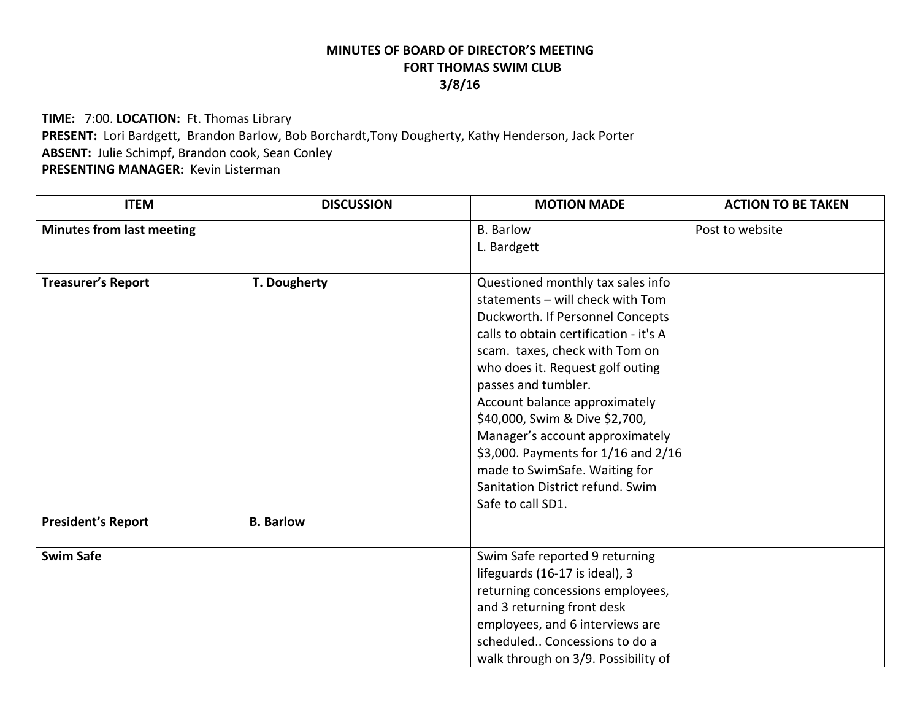**MINUTES OF BOARD OF DIRECTOR'S MEETING**
**FORT THOMAS SWIM CLUB**
**3/8/16**

**TIME:** 7:00. **LOCATION:** Ft. Thomas Library
**PRESENT:** Lori Bardgett, Brandon Barlow, Bob Borchardt,Tony Dougherty, Kathy Henderson, Jack Porter
**ABSENT:** Julie Schimpf, Brandon cook, Sean Conley
**PRESENTING MANAGER:** Kevin Listerman

| ITEM | DISCUSSION | MOTION MADE | ACTION TO BE TAKEN |
|---|---|---|---|
| **Minutes from last meeting** | | B. Barlow<br>L. Bardgett | Post to website |
| **Treasurer's Report** | **T. Dougherty** | Questioned monthly tax sales info statements – will check with Tom Duckworth. If Personnel Concepts calls to obtain certification - it's A scam. taxes, check with Tom on who does it. Request golf outing passes and tumbler.<br>Account balance approximately $40,000, Swim & Dive $2,700, Manager's account approximately $3,000. Payments for 1/16 and 2/16 made to SwimSafe. Waiting for Sanitation District refund. Swim Safe to call SD1. | |
| **President's Report** | **B. Barlow** | | |
| **Swim Safe** | | Swim Safe reported 9 returning lifeguards (16-17 is ideal), 3 returning concessions employees, and 3 returning front desk employees, and 6 interviews are scheduled.. Concessions to do a walk through on 3/9. Possibility of | |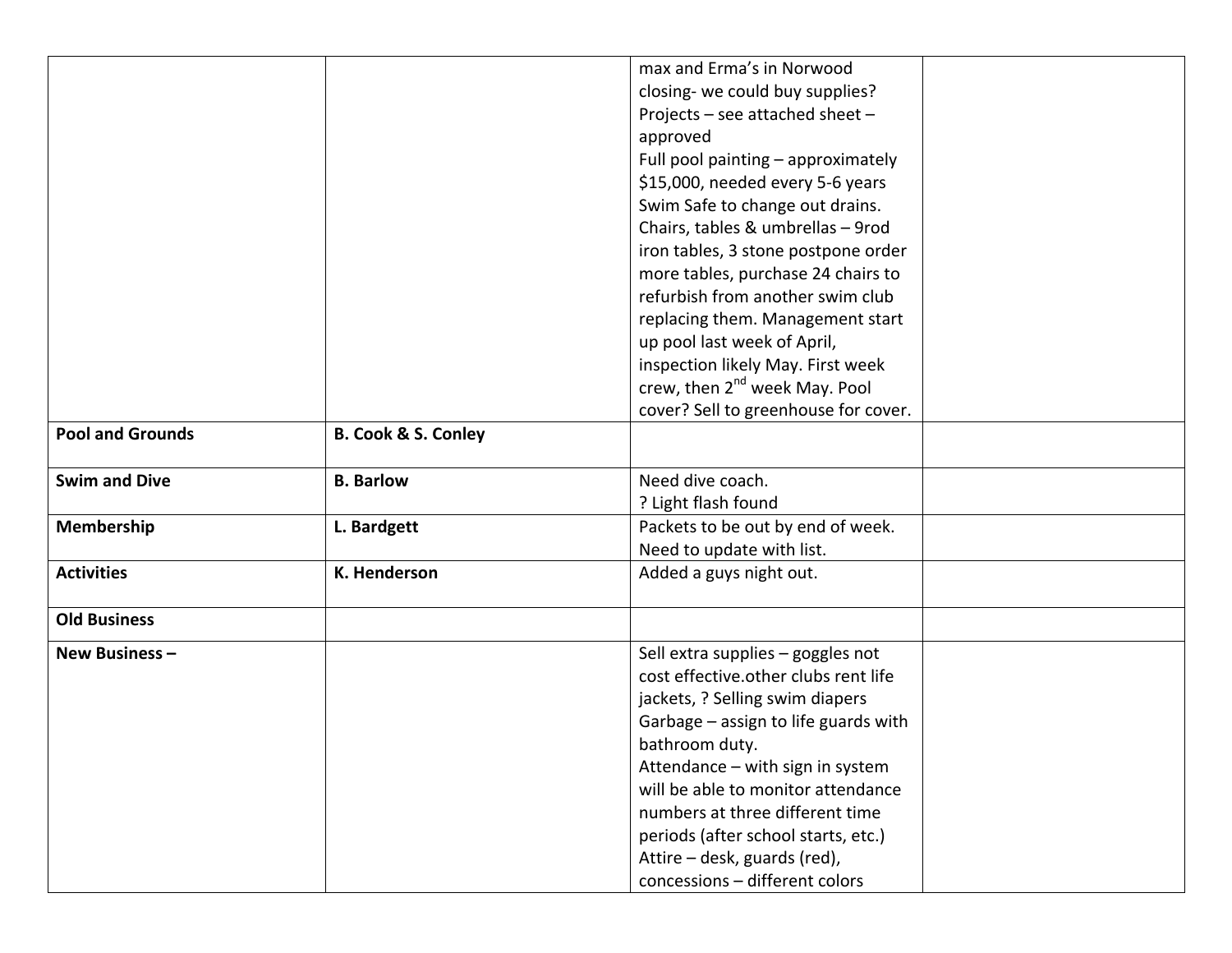| | | | |
|---|---|---|---|
| | | max and Erma's in Norwood closing- we could buy supplies? Projects – see attached sheet – approved Full pool painting – approximately $15,000, needed every 5-6 years Swim Safe to change out drains. Chairs, tables & umbrellas – 9rod iron tables, 3 stone postpone order more tables, purchase 24 chairs to refurbish from another swim club replacing them. Management start up pool last week of April, inspection likely May. First week crew, then 2nd week May. Pool cover? Sell to greenhouse for cover. | |
| **Pool and Grounds** | **B. Cook & S. Conley** | | |
| **Swim and Dive** | **B. Barlow** | Need dive coach. ? Light flash found | |
| **Membership** | **L. Bardgett** | Packets to be out by end of week. Need to update with list. | |
| **Activities** | **K. Henderson** | Added a guys night out. | |
| **Old Business** | | | |
| **New Business –** | | Sell extra supplies – goggles not cost effective.other clubs rent life jackets, ? Selling swim diapers Garbage – assign to life guards with bathroom duty. Attendance – with sign in system will be able to monitor attendance numbers at three different time periods (after school starts, etc.) Attire – desk, guards (red), concessions – different colors | |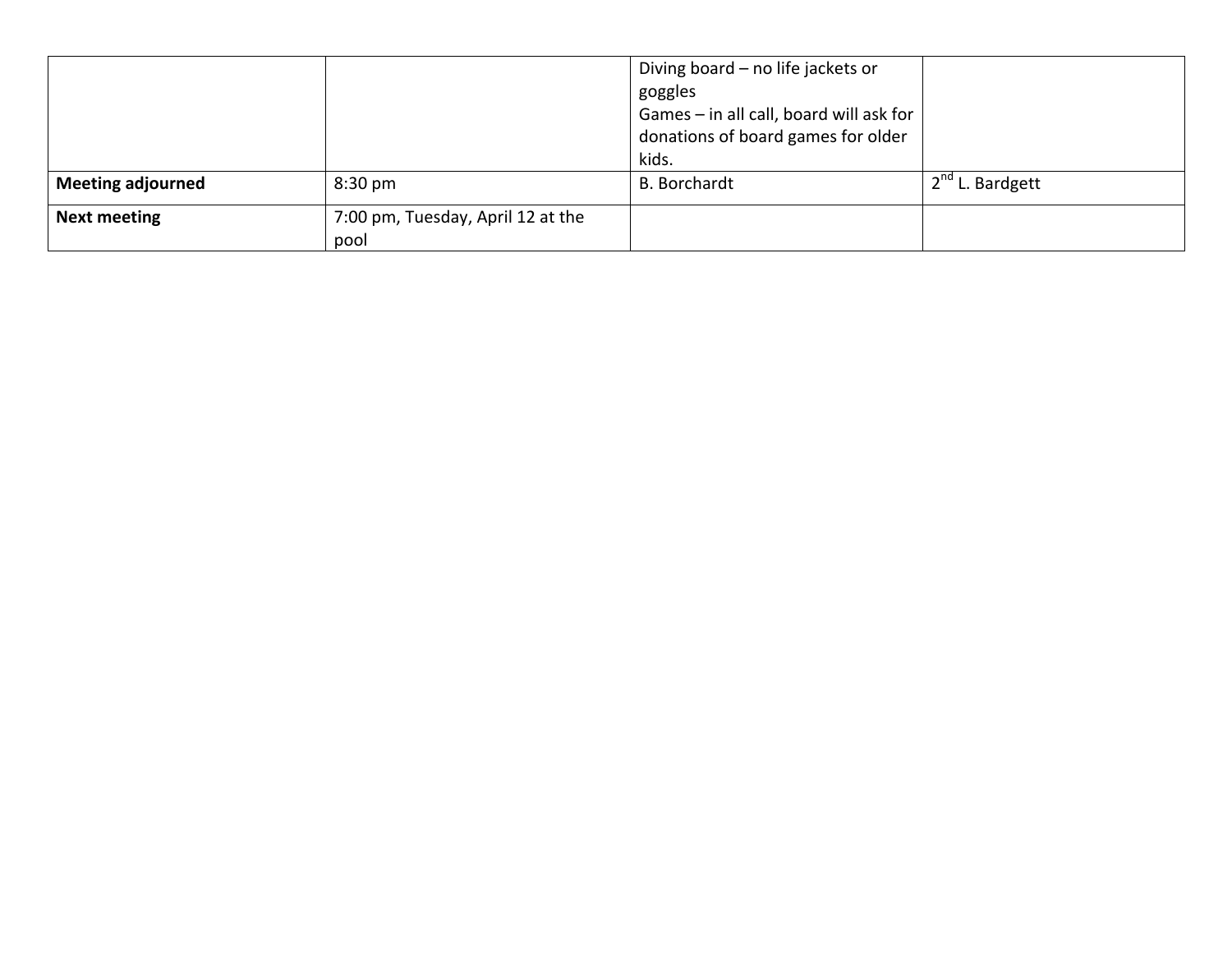| | | | |
|---|---|---|---|
| | | Diving board – no life jackets or goggles<br>Games – in all call, board will ask for donations of board games for older kids. | |
| **Meeting adjourned** | 8:30 pm | B. Borchardt | 2nd L. Bardgett |
| **Next meeting** | 7:00 pm, Tuesday, April 12 at the pool | | |